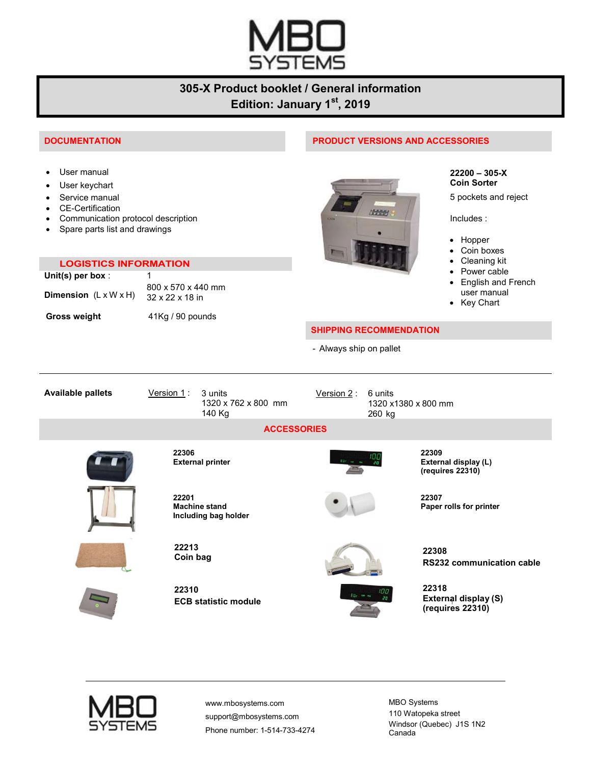# MBO SYSTEMS

## 305-X Product booklet / General information
## Edition: January 1st, 2019

## DOCUMENTATION

- User manual
- User keychart
- Service manual
- CE-Certification
- Communication protocol description
- Spare parts list and drawings

## LOGISTICS INFORMATION

| | |
|---|---|
| **Unit(s) per box** : | 1 |
| **Dimension** (L x W x H) | 800 x 570 x 440 mm<br>32 x 22 x 18 in |
| **Gross weight** | 41Kg / 90 pounds |

## PRODUCT VERSIONS AND ACCESSORIES

**22200 – 305-X**
**Coin Sorter**

5 pockets and reject

Includes :

- Hopper
- Coin boxes
- Cleaning kit
- Power cable
- English and French user manual
- Key Chart

## SHIPPING RECOMMENDATION

- Always ship on pallet

| **Available pallets** | Version 1 : | 3 units<br>1320 x 762 x 800 mm<br>140 Kg | Version 2 : | 6 units<br>1320 x1380 x 800 mm<br>260 kg |
|---|---|---|---|---|

## ACCESSORIES

**22306**
**External printer**

**22309**
**External display (L)**
**(requires 22310)**

**22201**
**Machine stand**
**Including bag holder**

**22307**
**Paper rolls for printer**

**22213**
**Coin bag**

**22308**
**RS232 communication cable**

**22310**
**ECB statistic module**

**22318**
**External display (S)**
**(requires 22310)**

www.mbosystems.com
support@mbosystems.com
Phone number: 1-514-733-4274

MBO Systems
110 Watopeka street
Windsor (Quebec) J1S 1N2
Canada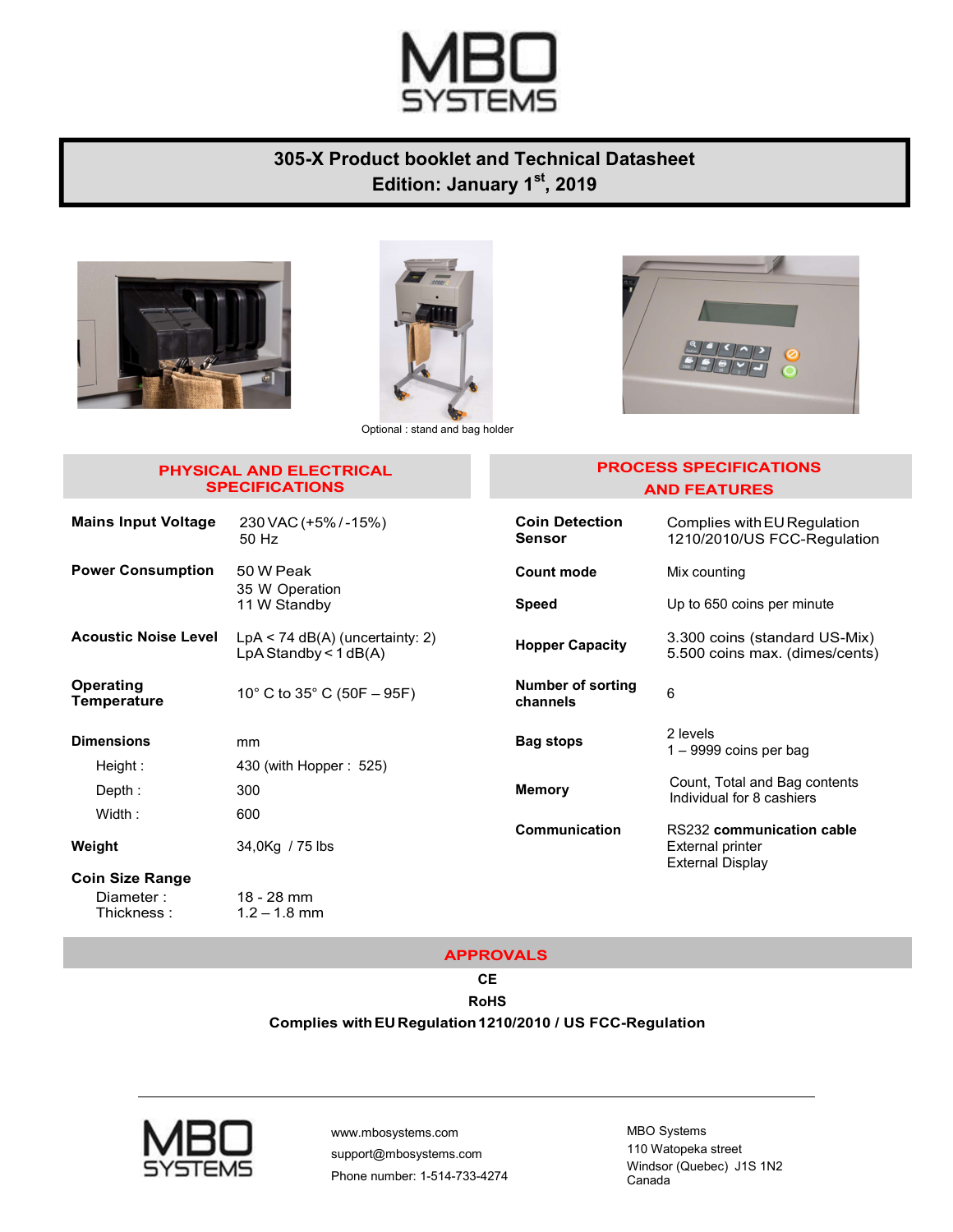# MBO SYSTEMS

## 305-X Product booklet and Technical Datasheet
## Edition: January 1st, 2019

Optional : stand and bag holder

## PHYSICAL AND ELECTRICAL SPECIFICATIONS

| | |
|---|---|
| **Mains Input Voltage** | 230 VAC (+5% / -15%)<br>50 Hz |
| **Power Consumption** | 50 W Peak<br>35 W Operation<br>11 W Standby |
| **Acoustic Noise Level** | LpA < 74 dB(A) (uncertainty: 2)<br>LpA Standby < 1 dB(A) |
| **Operating Temperature** | 10° C to 35° C (50F – 95F) |
| **Dimensions** | mm |
| Height : | 430 (with Hopper : 525) |
| Depth : | 300 |
| Width : | 600 |
| **Weight** | 34,0Kg / 75 lbs |
| **Coin Size Range** | |
| Diameter : | 18 - 28 mm |
| Thickness : | 1.2 – 1.8 mm |

## PROCESS SPECIFICATIONS AND FEATURES

| | |
|---|---|
| **Coin Detection Sensor** | Complies with EU Regulation 1210/2010/US FCC-Regulation |
| **Count mode** | Mix counting |
| **Speed** | Up to 650 coins per minute |
| **Hopper Capacity** | 3.300 coins (standard US-Mix)<br>5.500 coins max. (dimes/cents) |
| **Number of sorting channels** | 6 |
| **Bag stops** | 2 levels<br>1 – 9999 coins per bag |
| **Memory** | Count, Total and Bag contents<br>Individual for 8 cashiers |
| **Communication** | **RS232 communication cable**<br>External printer<br>External Display |

## APPROVALS

**CE**

**RoHS**

**Complies with EU Regulation 1210/2010 / US FCC-Regulation**

---

MBO SYSTEMS

www.mbosystems.com
support@mbosystems.com
Phone number: 1-514-733-4274

MBO Systems
110 Watopeka street
Windsor (Quebec) J1S 1N2
Canada